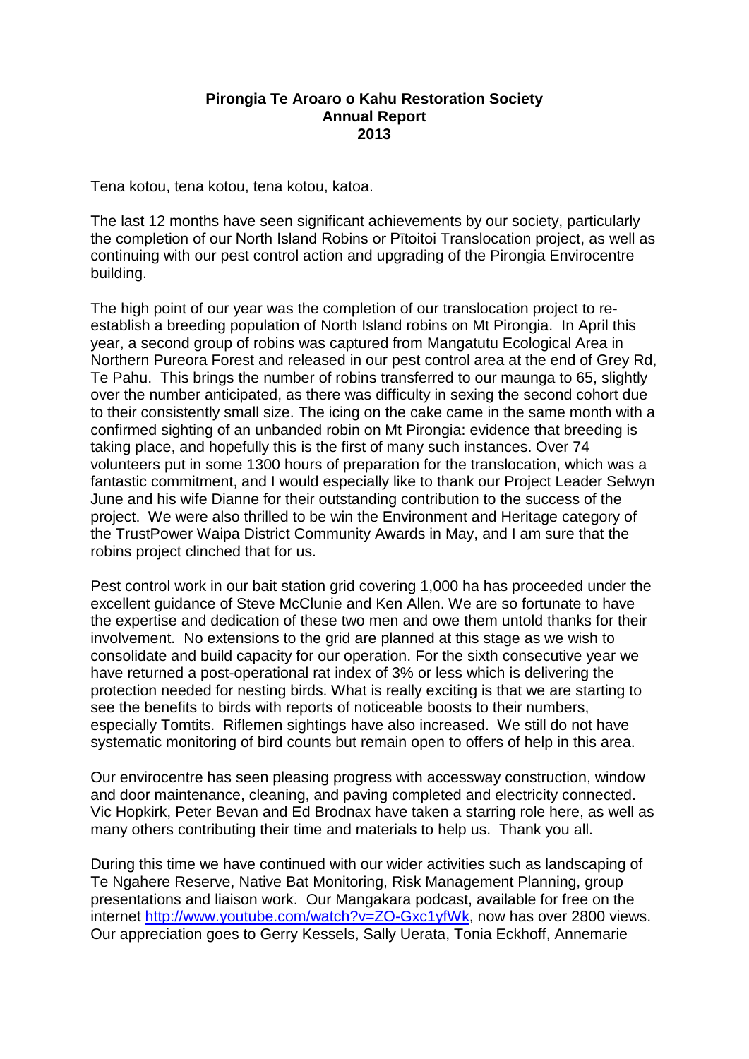# Pirongia Te Aroaro o Kahu Restoration Society
## Annual Report
## 2013

Tena kotou, tena kotou, tena kotou, katoa.

The last 12 months have seen significant achievements by our society, particularly the completion of our North Island Robins or Pītoitoi Translocation project, as well as continuing with our pest control action and upgrading of the Pirongia Envirocentre building.

The high point of our year was the completion of our translocation project to re-establish a breeding population of North Island robins on Mt Pirongia. In April this year, a second group of robins was captured from Mangatutu Ecological Area in Northern Pureora Forest and released in our pest control area at the end of Grey Rd, Te Pahu. This brings the number of robins transferred to our maunga to 65, slightly over the number anticipated, as there was difficulty in sexing the second cohort due to their consistently small size. The icing on the cake came in the same month with a confirmed sighting of an unbanded robin on Mt Pirongia: evidence that breeding is taking place, and hopefully this is the first of many such instances. Over 74 volunteers put in some 1300 hours of preparation for the translocation, which was a fantastic commitment, and I would especially like to thank our Project Leader Selwyn June and his wife Dianne for their outstanding contribution to the success of the project. We were also thrilled to be win the Environment and Heritage category of the TrustPower Waipa District Community Awards in May, and I am sure that the robins project clinched that for us.

Pest control work in our bait station grid covering 1,000 ha has proceeded under the excellent guidance of Steve McClunie and Ken Allen. We are so fortunate to have the expertise and dedication of these two men and owe them untold thanks for their involvement. No extensions to the grid are planned at this stage as we wish to consolidate and build capacity for our operation. For the sixth consecutive year we have returned a post-operational rat index of 3% or less which is delivering the protection needed for nesting birds. What is really exciting is that we are starting to see the benefits to birds with reports of noticeable boosts to their numbers, especially Tomtits. Riflemen sightings have also increased. We still do not have systematic monitoring of bird counts but remain open to offers of help in this area.

Our envirocentre has seen pleasing progress with accessway construction, window and door maintenance, cleaning, and paving completed and electricity connected. Vic Hopkirk, Peter Bevan and Ed Brodnax have taken a starring role here, as well as many others contributing their time and materials to help us. Thank you all.

During this time we have continued with our wider activities such as landscaping of Te Ngahere Reserve, Native Bat Monitoring, Risk Management Planning, group presentations and liaison work. Our Mangakara podcast, available for free on the internet [http://www.youtube.com/watch?v=ZO-Gxc1yfWk](http://www.youtube.com/watch?v=ZO-Gxc1yfWk), now has over 2800 views. Our appreciation goes to Gerry Kessels, Sally Uerata, Tonia Eckhoff, Annemarie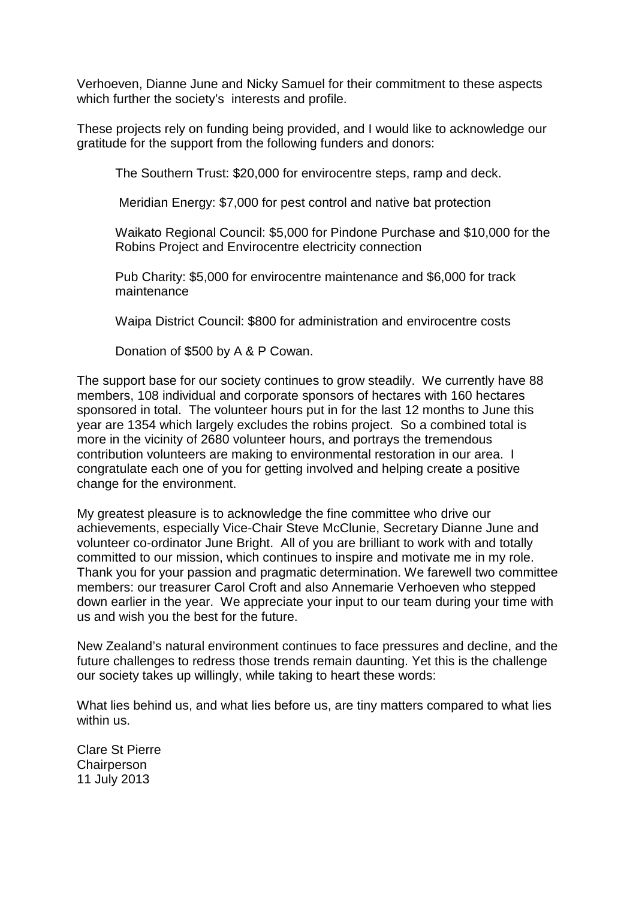Verhoeven, Dianne June and Nicky Samuel for their commitment to these aspects which further the society's interests and profile.

These projects rely on funding being provided, and I would like to acknowledge our gratitude for the support from the following funders and donors:

The Southern Trust: $20,000 for envirocentre steps, ramp and deck.

Meridian Energy: $7,000 for pest control and native bat protection

Waikato Regional Council: $5,000 for Pindone Purchase and $10,000 for the Robins Project and Envirocentre electricity connection

Pub Charity: $5,000 for envirocentre maintenance and $6,000 for track maintenance

Waipa District Council: $800 for administration and envirocentre costs

Donation of $500 by A & P Cowan.

The support base for our society continues to grow steadily. We currently have 88 members, 108 individual and corporate sponsors of hectares with 160 hectares sponsored in total. The volunteer hours put in for the last 12 months to June this year are 1354 which largely excludes the robins project. So a combined total is more in the vicinity of 2680 volunteer hours, and portrays the tremendous contribution volunteers are making to environmental restoration in our area. I congratulate each one of you for getting involved and helping create a positive change for the environment.

My greatest pleasure is to acknowledge the fine committee who drive our achievements, especially Vice-Chair Steve McClunie, Secretary Dianne June and volunteer co-ordinator June Bright. All of you are brilliant to work with and totally committed to our mission, which continues to inspire and motivate me in my role. Thank you for your passion and pragmatic determination. We farewell two committee members: our treasurer Carol Croft and also Annemarie Verhoeven who stepped down earlier in the year. We appreciate your input to our team during your time with us and wish you the best for the future.

New Zealand's natural environment continues to face pressures and decline, and the future challenges to redress those trends remain daunting. Yet this is the challenge our society takes up willingly, while taking to heart these words:

What lies behind us, and what lies before us, are tiny matters compared to what lies within us.

Clare St Pierre
Chairperson
11 July 2013